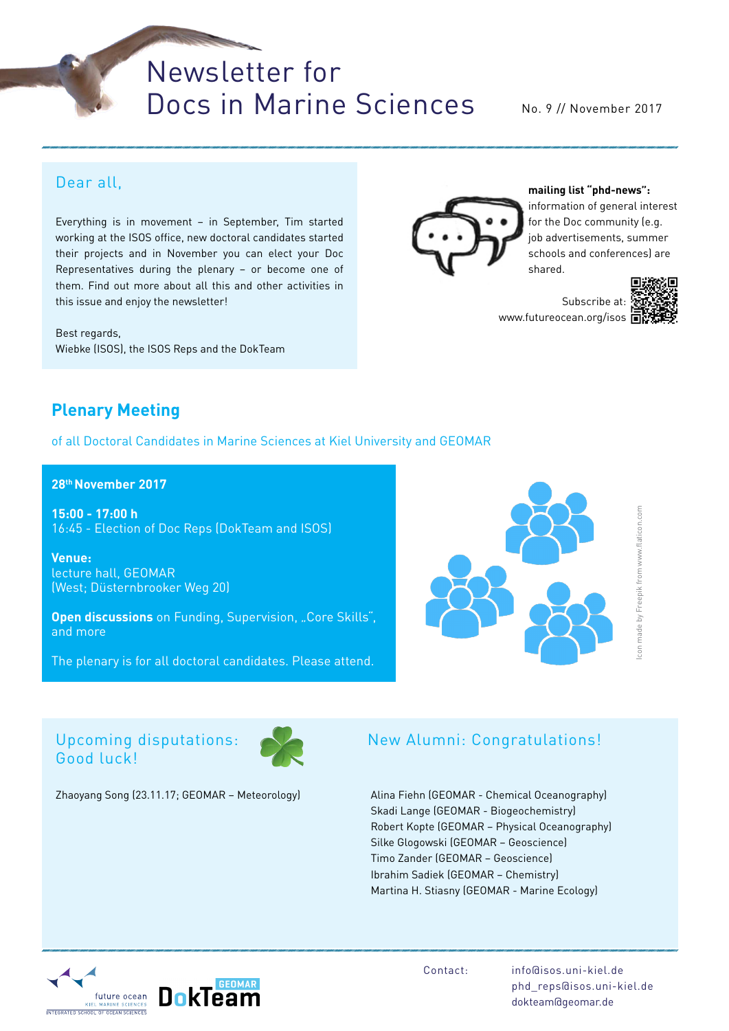# Newsletter for Docs in Marine Sciences

No. 9 // November 2017

## Dear all,

Everything is in movement – in September, Tim started working at the ISOS office, new doctoral candidates started their projects and in November you can elect your Doc Representatives during the plenary – or become one of them. Find out more about all this and other activities in this issue and enjoy the newsletter!

Best regards,
Wiebke (ISOS), the ISOS Reps and the DokTeam

**mailing list "phd-news":** information of general interest for the Doc community (e.g. job advertisements, summer schools and conferences) are shared.

Subscribe at: www.futureocean.org/isos

## Plenary Meeting

of all Doctoral Candidates in Marine Sciences at Kiel University and GEOMAR

**28th November 2017**

**15:00 - 17:00 h**
16:45 - Election of Doc Reps (DokTeam and ISOS)

**Venue:**
lecture hall, GEOMAR
(West; Düsternbrooker Weg 20)

**Open discussions** on Funding, Supervision, „Core Skills", and more

The plenary is for all doctoral candidates. Please attend.

Icon made by Freepik from www.flaticon.com

## Upcoming disputations: Good luck!

Zhaoyang Song (23.11.17; GEOMAR – Meteorology)

## New Alumni: Congratulations!

Alina Fiehn (GEOMAR - Chemical Oceanography)
Skadi Lange (GEOMAR - Biogeochemistry)
Robert Kopte (GEOMAR – Physical Oceanography)
Silke Glogowski (GEOMAR – Geoscience)
Timo Zander (GEOMAR – Geoscience)
Ibrahim Sadiek (GEOMAR – Chemistry)
Martina H. Stiasny (GEOMAR - Marine Ecology)

future ocean KIEL MARINE SCIENCES INTEGRATED SCHOOL OF OCEAN SCIENCES

GEOMAR DokTeam

Contact: info@isos.uni-kiel.de
phd_reps@isos.uni-kiel.de
dokteam@geomar.de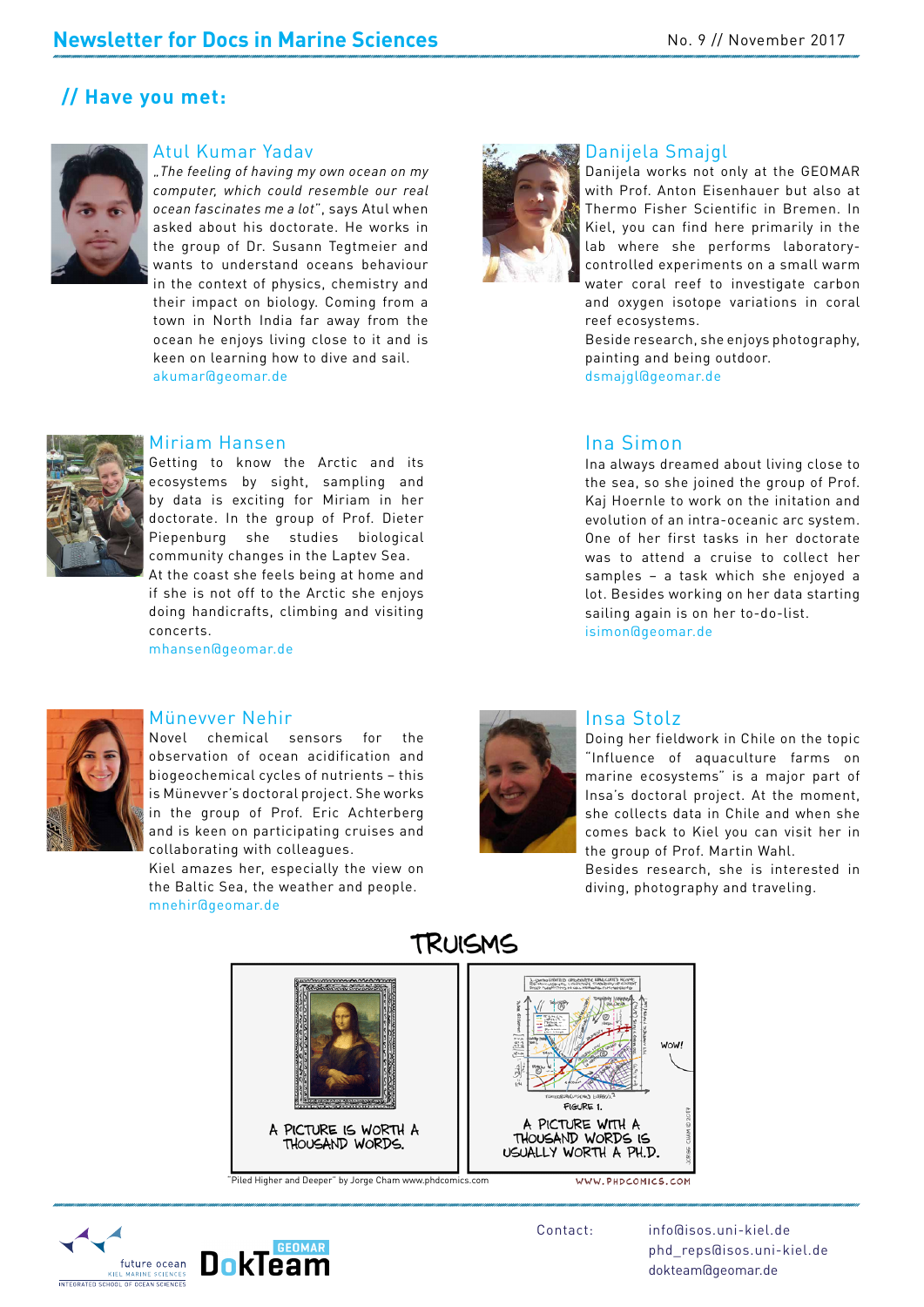## // Have you met:

### Atul Kumar Yadav

*„The feeling of having my own ocean on my computer, which could resemble our real ocean fascinates me a lot"*, says Atul when asked about his doctorate. He works in the group of Dr. Susann Tegtmeier and wants to understand oceans behaviour in the context of physics, chemistry and their impact on biology. Coming from a town in North India far away from the ocean he enjoys living close to it and is keen on learning how to dive and sail.
akumar@geomar.de

### Danijela Smajgl

Danijela works not only at the GEOMAR with Prof. Anton Eisenhauer but also at Thermo Fisher Scientific in Bremen. In Kiel, you can find here primarily in the lab where she performs laboratory-controlled experiments on a small warm water coral reef to investigate carbon and oxygen isotope variations in coral reef ecosystems.
Beside research, she enjoys photography, painting and being outdoor.
dsmajgl@geomar.de

### Miriam Hansen

Getting to know the Arctic and its ecosystems by sight, sampling and by data is exciting for Miriam in her doctorate. In the group of Prof. Dieter Piepenburg she studies biological community changes in the Laptev Sea.
At the coast she feels being at home and if she is not off to the Arctic she enjoys doing handicrafts, climbing and visiting concerts.
mhansen@geomar.de

### Ina Simon

Ina always dreamed about living close to the sea, so she joined the group of Prof. Kaj Hoernle to work on the initation and evolution of an intra-oceanic arc system. One of her first tasks in her doctorate was to attend a cruise to collect her samples – a task which she enjoyed a lot. Besides working on her data starting sailing again is on her to-do-list.
isimon@geomar.de

### Münevver Nehir

Novel chemical sensors for the observation of ocean acidification and biogeochemical cycles of nutrients – this is Münevver's doctoral project. She works in the group of Prof. Eric Achterberg and is keen on participating cruises and collaborating with colleagues.
Kiel amazes her, especially the view on the Baltic Sea, the weather and people.
mnehir@geomar.de

### Insa Stolz

Doing her fieldwork in Chile on the topic "Influence of aquaculture farms on marine ecosystems" is a major part of Insa's doctoral project. At the moment, she collects data in Chile and when she comes back to Kiel you can visit her in the group of Prof. Martin Wahl.
Besides research, she is interested in diving, photography and traveling.

## TRUISMS

A PICTURE IS WORTH A THOUSAND WORDS.

A PICTURE WITH A THOUSAND WORDS IS USUALLY WORTH A PH.D.

"Piled Higher and Deeper" by Jorge Cham www.phdcomics.com

WWW.PHDCOMICS.COM

Contact: info@isos.uni-kiel.de
phd_reps@isos.uni-kiel.de
dokteam@geomar.de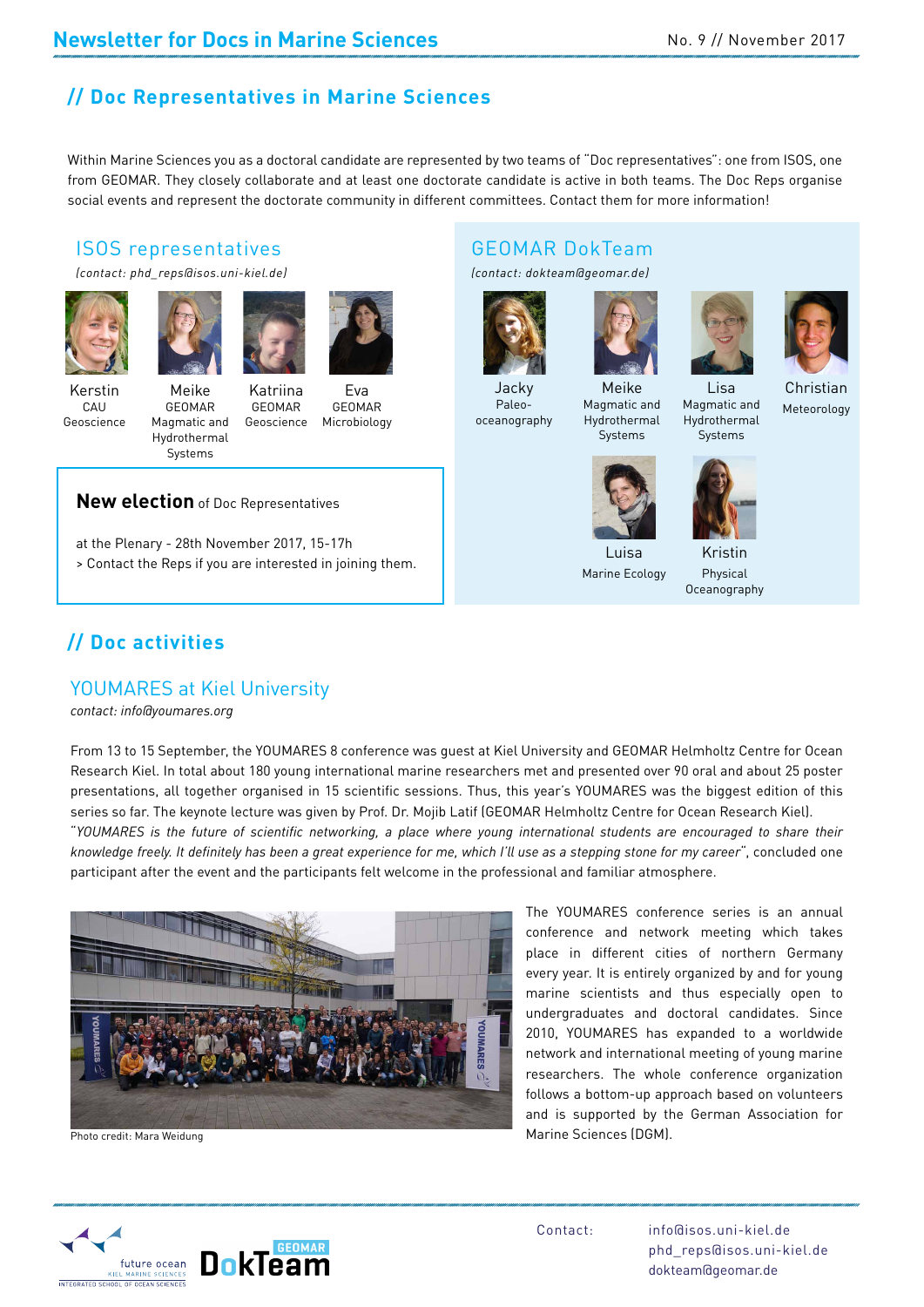## // Doc Representatives in Marine Sciences

Within Marine Sciences you as a doctoral candidate are represented by two teams of "Doc representatives": one from ISOS, one from GEOMAR. They closely collaborate and at least one doctorate candidate is active in both teams. The Doc Reps organise social events and represent the doctorate community in different committees. Contact them for more information!

### ISOS representatives

*(contact: phd_reps@isos.uni-kiel.de)*

- Kerstin – CAU Geoscience
- Meike – GEOMAR Magmatic and Hydrothermal Systems
- Katriina – GEOMAR Geoscience
- Eva – GEOMAR Microbiology

### GEOMAR DokTeam

*(contact: dokteam@geomar.de)*

- Jacky – Paleo-oceanography
- Meike – Magmatic and Hydrothermal Systems
- Lisa – Magmatic and Hydrothermal Systems
- Christian – Meteorology
- Luisa – Marine Ecology
- Kristin – Physical Oceanography

**New election** of Doc Representatives

at the Plenary - 28th November 2017, 15-17h

> Contact the Reps if you are interested in joining them.

## // Doc activities

### YOUMARES at Kiel University

*contact: info@youmares.org*

From 13 to 15 September, the YOUMARES 8 conference was guest at Kiel University and GEOMAR Helmholtz Centre for Ocean Research Kiel. In total about 180 young international marine researchers met and presented over 90 oral and about 25 poster presentations, all together organised in 15 scientific sessions. Thus, this year's YOUMARES was the biggest edition of this series so far. The keynote lecture was given by Prof. Dr. Mojib Latif (GEOMAR Helmholtz Centre for Ocean Research Kiel). "*YOUMARES is the future of scientific networking, a place where young international students are encouraged to share their knowledge freely. It definitely has been a great experience for me, which I'll use as a stepping stone for my career*", concluded one participant after the event and the participants felt welcome in the professional and familiar atmosphere.

Photo credit: Mara Weidung

The YOUMARES conference series is an annual conference and network meeting which takes place in different cities of northern Germany every year. It is entirely organized by and for young marine scientists and thus especially open to undergraduates and doctoral candidates. Since 2010, YOUMARES has expanded to a worldwide network and international meeting of young marine researchers. The whole conference organization follows a bottom-up approach based on volunteers and is supported by the German Association for Marine Sciences (DGM).

Contact: info@isos.uni-kiel.de
phd_reps@isos.uni-kiel.de
dokteam@geomar.de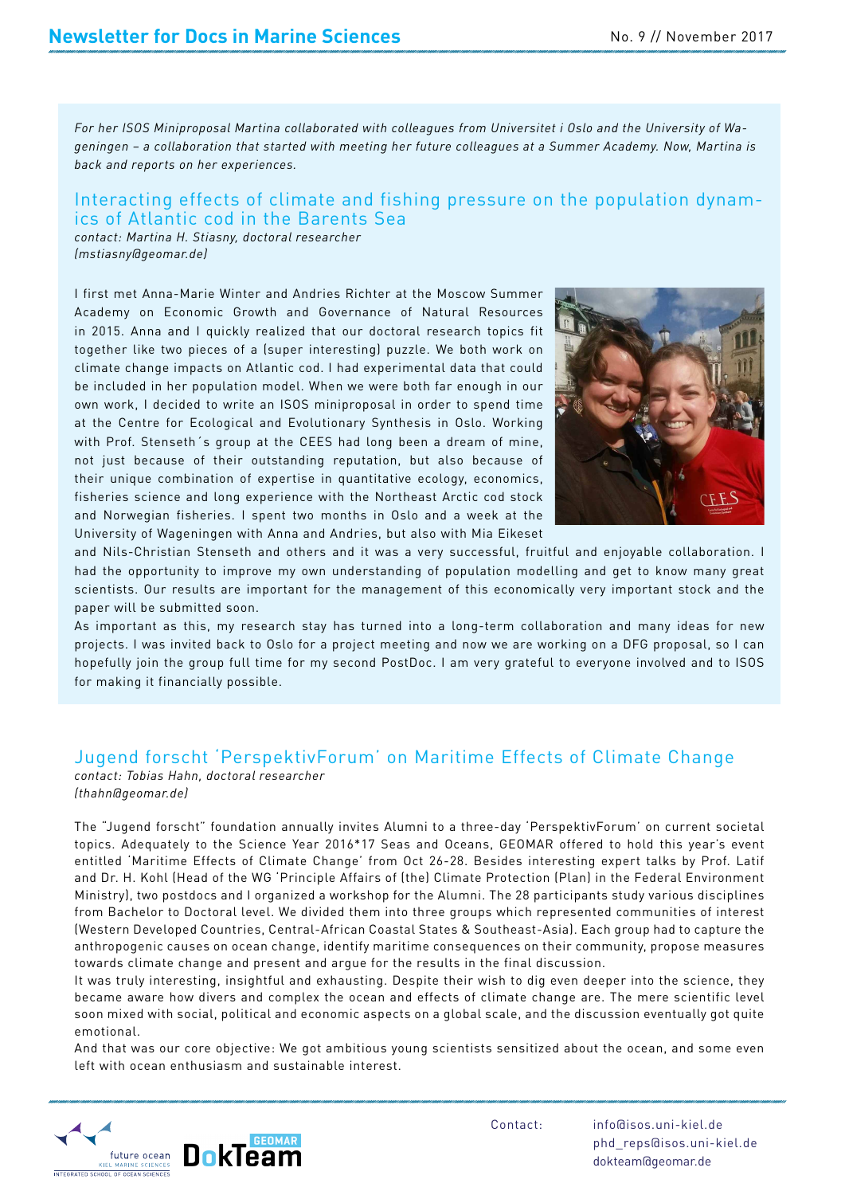*For her ISOS Miniproposal Martina collaborated with colleagues from Universitet i Oslo and the University of Wageningen – a collaboration that started with meeting her future colleagues at a Summer Academy. Now, Martina is back and reports on her experiences.*

## Interacting effects of climate and fishing pressure on the population dynamics of Atlantic cod in the Barents Sea

*contact: Martina H. Stiasny, doctoral researcher (mstiasny@geomar.de)*

I first met Anna-Marie Winter and Andries Richter at the Moscow Summer Academy on Economic Growth and Governance of Natural Resources in 2015. Anna and I quickly realized that our doctoral research topics fit together like two pieces of a (super interesting) puzzle. We both work on climate change impacts on Atlantic cod. I had experimental data that could be included in her population model. When we were both far enough in our own work, I decided to write an ISOS miniproposal in order to spend time at the Centre for Ecological and Evolutionary Synthesis in Oslo. Working with Prof. Stenseth´s group at the CEES had long been a dream of mine, not just because of their outstanding reputation, but also because of their unique combination of expertise in quantitative ecology, economics, fisheries science and long experience with the Northeast Arctic cod stock and Norwegian fisheries. I spent two months in Oslo and a week at the University of Wageningen with Anna and Andries, but also with Mia Eikeset and Nils-Christian Stenseth and others and it was a very successful, fruitful and enjoyable collaboration. I had the opportunity to improve my own understanding of population modelling and get to know many great scientists. Our results are important for the management of this economically very important stock and the paper will be submitted soon.

As important as this, my research stay has turned into a long-term collaboration and many ideas for new projects. I was invited back to Oslo for a project meeting and now we are working on a DFG proposal, so I can hopefully join the group full time for my second PostDoc. I am very grateful to everyone involved and to ISOS for making it financially possible.

## Jugend forscht 'PerspektivForum' on Maritime Effects of Climate Change

*contact: Tobias Hahn, doctoral researcher (thahn@geomar.de)*

The "Jugend forscht" foundation annually invites Alumni to a three-day 'PerspektivForum' on current societal topics. Adequately to the Science Year 2016*17 Seas and Oceans, GEOMAR offered to hold this year's event entitled 'Maritime Effects of Climate Change' from Oct 26-28. Besides interesting expert talks by Prof. Latif and Dr. H. Kohl (Head of the WG 'Principle Affairs of (the) Climate Protection (Plan) in the Federal Environment Ministry), two postdocs and I organized a workshop for the Alumni. The 28 participants study various disciplines from Bachelor to Doctoral level. We divided them into three groups which represented communities of interest (Western Developed Countries, Central-African Coastal States & Southeast-Asia). Each group had to capture the anthropogenic causes on ocean change, identify maritime consequences on their community, propose measures towards climate change and present and argue for the results in the final discussion.

It was truly interesting, insightful and exhausting. Despite their wish to dig even deeper into the science, they became aware how divers and complex the ocean and effects of climate change are. The mere scientific level soon mixed with social, political and economic aspects on a global scale, and the discussion eventually got quite emotional.

And that was our core objective: We got ambitious young scientists sensitized about the ocean, and some even left with ocean enthusiasm and sustainable interest.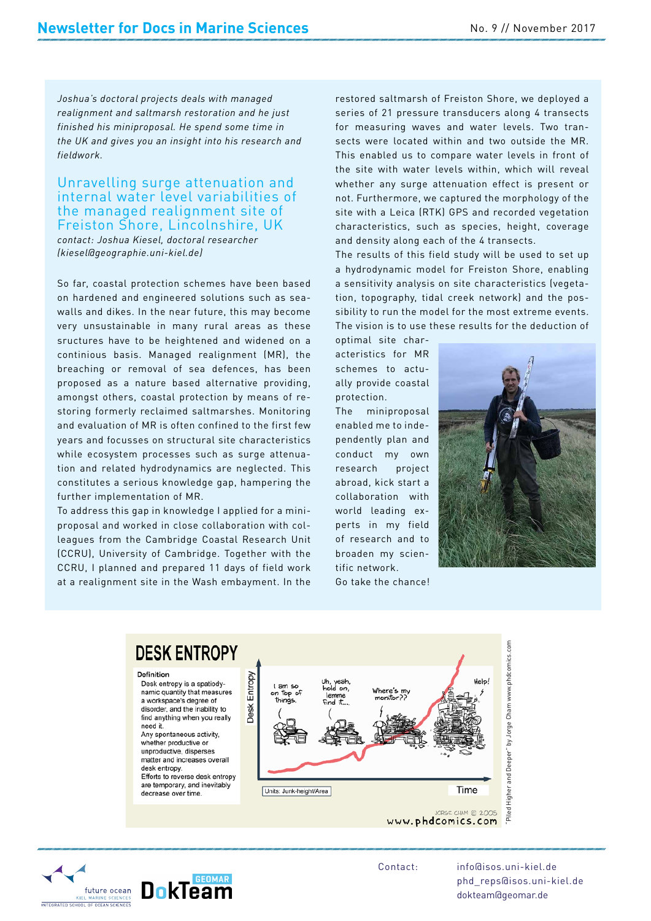*Joshua's doctoral projects deals with managed realignment and saltmarsh restoration and he just finished his miniproposal. He spend some time in the UK and gives you an insight into his research and fieldwork.*

## Unravelling surge attenuation and internal water level variabilities of the managed realignment site of Freiston Shore, Lincolnshire, UK

*contact: Joshua Kiesel, doctoral researcher (kiesel@geographie.uni-kiel.de)*

So far, coastal protection schemes have been based on hardened and engineered solutions such as seawalls and dikes. In the near future, this may become very unsustainable in many rural areas as these sructures have to be heightened and widened on a continious basis. Managed realignment (MR), the breaching or removal of sea defences, has been proposed as a nature based alternative providing, amongst others, coastal protection by means of restoring formerly reclaimed saltmarshes. Monitoring and evaluation of MR is often confined to the first few years and focusses on structural site characteristics while ecosystem processes such as surge attenuation and related hydrodynamics are neglected. This constitutes a serious knowledge gap, hampering the further implementation of MR.

To address this gap in knowledge I applied for a miniproposal and worked in close collaboration with colleagues from the Cambridge Coastal Research Unit (CCRU), University of Cambridge. Together with the CCRU, I planned and prepared 11 days of field work at a realignment site in the Wash embayment. In the restored saltmarsh of Freiston Shore, we deployed a series of 21 pressure transducers along 4 transects for measuring waves and water levels. Two transects were located within and two outside the MR. This enabled us to compare water levels in front of the site with water levels within, which will reveal whether any surge attenuation effect is present or not. Furthermore, we captured the morphology of the site with a Leica (RTK) GPS and recorded vegetation characteristics, such as species, height, coverage and density along each of the 4 transects.

The results of this field study will be used to set up a hydrodynamic model for Freiston Shore, enabling a sensitivity analysis on site characteristics (vegetation, topography, tidal creek network) and the possibility to run the model for the most extreme events. The vision is to use these results for the deduction of optimal site characteristics for MR schemes to actually provide coastal protection.

The miniproposal enabled me to independently plan and conduct my own research project abroad, kick start a collaboration with world leading experts in my field of research and to broaden my scientific network.

Go take the chance!

Contact: info@isos.uni-kiel.de
phd_reps@isos.uni-kiel.de
dokteam@geomar.de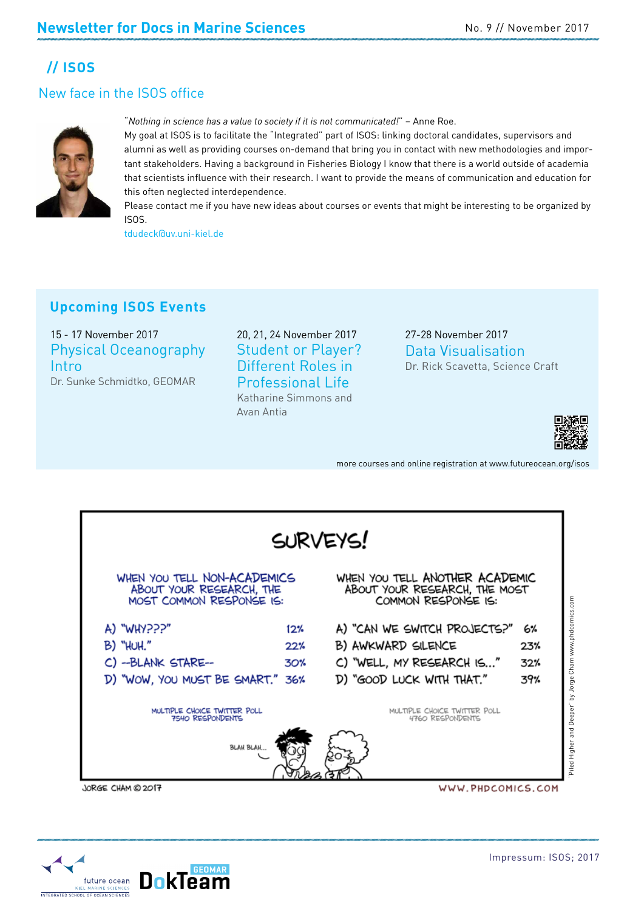## // ISOS

### New face in the ISOS office

*"Nothing in science has a value to society if it is not communicated!"* – Anne Roe.

My goal at ISOS is to facilitate the "Integrated" part of ISOS: linking doctoral candidates, supervisors and alumni as well as providing courses on-demand that bring you in contact with new methodologies and important stakeholders. Having a background in Fisheries Biology I know that there is a world outside of academia that scientists influence with their research. I want to provide the means of communication and education for this often neglected interdependence.

Please contact me if you have new ideas about courses or events that might be interesting to be organized by ISOS.

tdudeck@uv.uni-kiel.de

## Upcoming ISOS Events

15 - 17 November 2017
**Physical Oceanography Intro**
Dr. Sunke Schmidtko, GEOMAR

20, 21, 24 November 2017
**Student or Player? Different Roles in Professional Life**
Katharine Simmons and Avan Antia

27-28 November 2017
**Data Visualisation**
Dr. Rick Scavetta, Science Craft

more courses and online registration at www.futureocean.org/isos

SURVEYS!

WHEN YOU TELL NON-ACADEMICS ABOUT YOUR RESEARCH, THE MOST COMMON RESPONSE IS:

A) "WHY???" 12%
B) "HUH." 22%
C) --BLANK STARE-- 30%
D) "WOW, YOU MUST BE SMART." 36%

MULTIPLE CHOICE TWITTER POLL
7540 RESPONDENTS

WHEN YOU TELL ANOTHER ACADEMIC ABOUT YOUR RESEARCH, THE MOST COMMON RESPONSE IS:

A) "CAN WE SWITCH PROJECTS?" 6%
B) AWKWARD SILENCE 23%
C) "WELL, MY RESEARCH IS..." 32%
D) "GOOD LUCK WITH THAT." 39%

MULTIPLE CHOICE TWITTER POLL
4760 RESPONDENTS

BLAH BLAH...

JORGE CHAM © 2017

WWW.PHDCOMICS.COM

"Piled Higher and Deeper" by Jorge Cham www.phdcomics.com

Impressum: ISOS; 2017